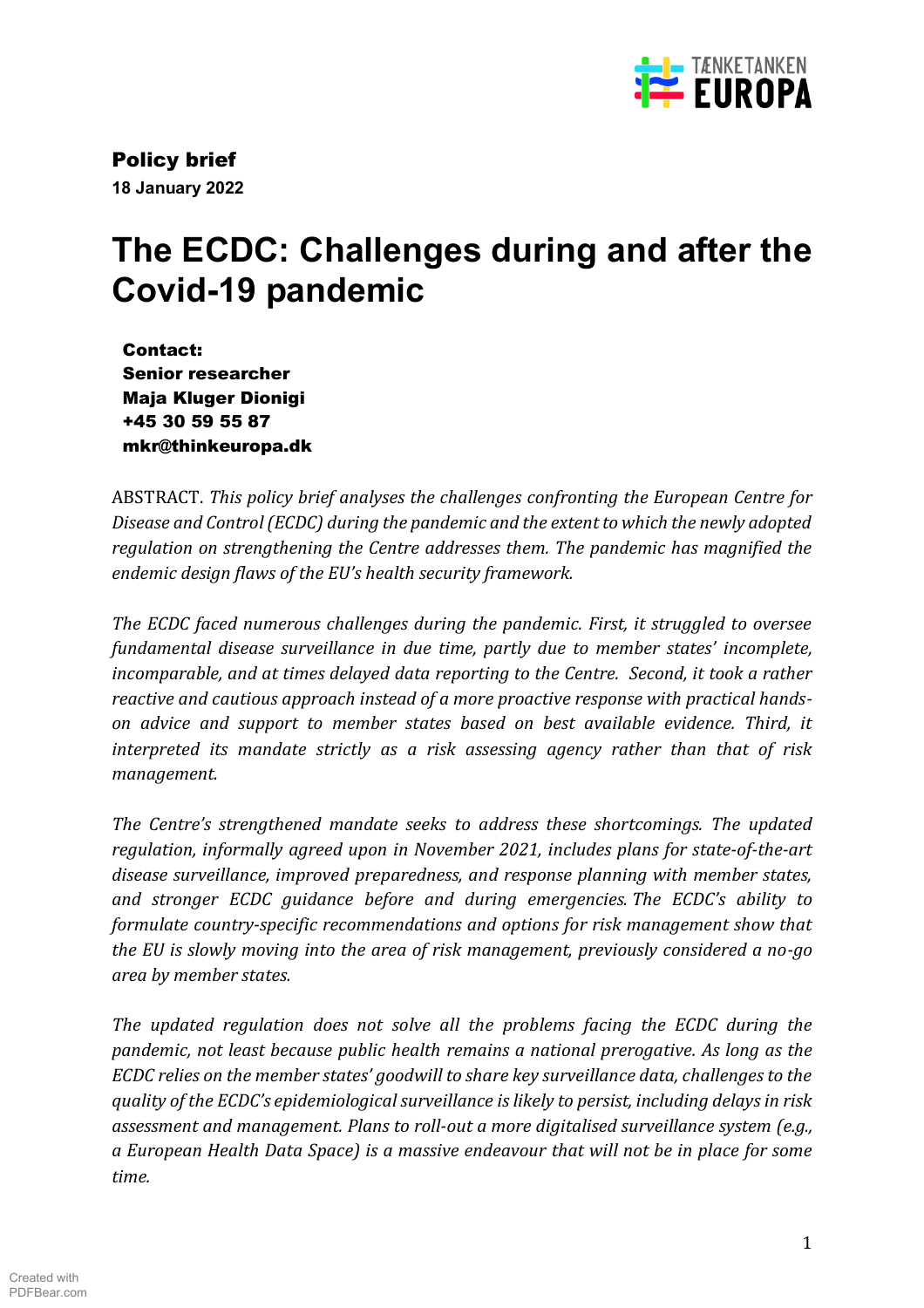**Policy brief**

**18 January 2022**

# The ECDC: Challenges during and after the Covid-19 pandemic

**Contact:**
**Senior researcher**
**Maja Kluger Dionigi**
**+45 30 59 55 87**
**mkr@thinkeuropa.dk**

ABSTRACT. *This policy brief analyses the challenges confronting the European Centre for Disease and Control (ECDC) during the pandemic and the extent to which the newly adopted regulation on strengthening the Centre addresses them. The pandemic has magnified the endemic design flaws of the EU's health security framework.*

*The ECDC faced numerous challenges during the pandemic. First, it struggled to oversee fundamental disease surveillance in due time, partly due to member states' incomplete, incomparable, and at times delayed data reporting to the Centre. Second, it took a rather reactive and cautious approach instead of a more proactive response with practical hands-on advice and support to member states based on best available evidence. Third, it interpreted its mandate strictly as a risk assessing agency rather than that of risk management.*

*The Centre's strengthened mandate seeks to address these shortcomings. The updated regulation, informally agreed upon in November 2021, includes plans for state-of-the-art disease surveillance, improved preparedness, and response planning with member states, and stronger ECDC guidance before and during emergencies. The ECDC's ability to formulate country-specific recommendations and options for risk management show that the EU is slowly moving into the area of risk management, previously considered a no-go area by member states.*

*The updated regulation does not solve all the problems facing the ECDC during the pandemic, not least because public health remains a national prerogative. As long as the ECDC relies on the member states' goodwill to share key surveillance data, challenges to the quality of the ECDC's epidemiological surveillance is likely to persist, including delays in risk assessment and management. Plans to roll-out a more digitalised surveillance system (e.g., a European Health Data Space) is a massive endeavour that will not be in place for some time.*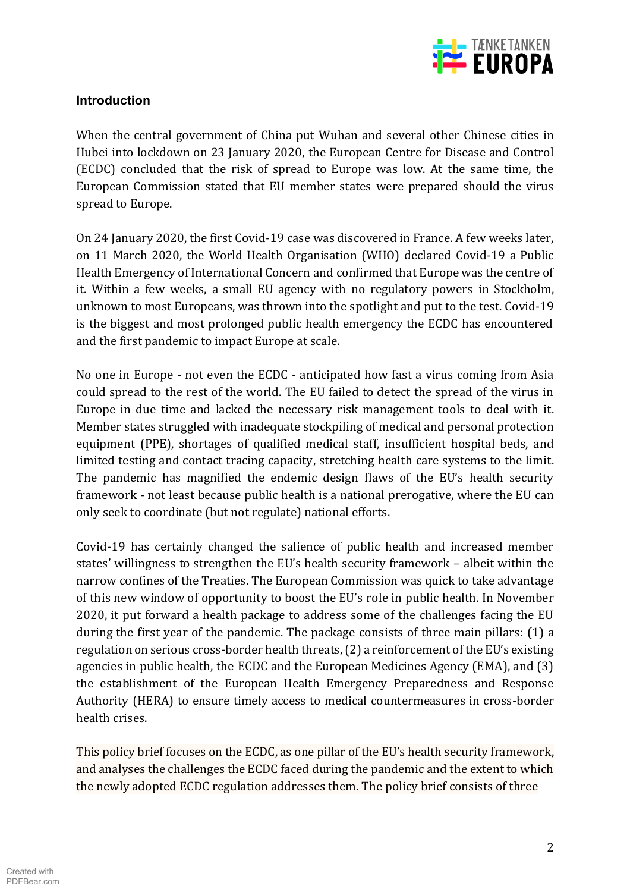## Introduction

When the central government of China put Wuhan and several other Chinese cities in Hubei into lockdown on 23 January 2020, the European Centre for Disease and Control (ECDC) concluded that the risk of spread to Europe was low. At the same time, the European Commission stated that EU member states were prepared should the virus spread to Europe.

On 24 January 2020, the first Covid-19 case was discovered in France. A few weeks later, on 11 March 2020, the World Health Organisation (WHO) declared Covid-19 a Public Health Emergency of International Concern and confirmed that Europe was the centre of it. Within a few weeks, a small EU agency with no regulatory powers in Stockholm, unknown to most Europeans, was thrown into the spotlight and put to the test. Covid-19 is the biggest and most prolonged public health emergency the ECDC has encountered and the first pandemic to impact Europe at scale.

No one in Europe - not even the ECDC - anticipated how fast a virus coming from Asia could spread to the rest of the world. The EU failed to detect the spread of the virus in Europe in due time and lacked the necessary risk management tools to deal with it. Member states struggled with inadequate stockpiling of medical and personal protection equipment (PPE), shortages of qualified medical staff, insufficient hospital beds, and limited testing and contact tracing capacity, stretching health care systems to the limit. The pandemic has magnified the endemic design flaws of the EU's health security framework - not least because public health is a national prerogative, where the EU can only seek to coordinate (but not regulate) national efforts.

Covid-19 has certainly changed the salience of public health and increased member states' willingness to strengthen the EU's health security framework – albeit within the narrow confines of the Treaties. The European Commission was quick to take advantage of this new window of opportunity to boost the EU's role in public health. In November 2020, it put forward a health package to address some of the challenges facing the EU during the first year of the pandemic. The package consists of three main pillars: (1) a regulation on serious cross-border health threats, (2) a reinforcement of the EU's existing agencies in public health, the ECDC and the European Medicines Agency (EMA), and (3) the establishment of the European Health Emergency Preparedness and Response Authority (HERA) to ensure timely access to medical countermeasures in cross-border health crises.

This policy brief focuses on the ECDC, as one pillar of the EU's health security framework, and analyses the challenges the ECDC faced during the pandemic and the extent to which the newly adopted ECDC regulation addresses them. The policy brief consists of three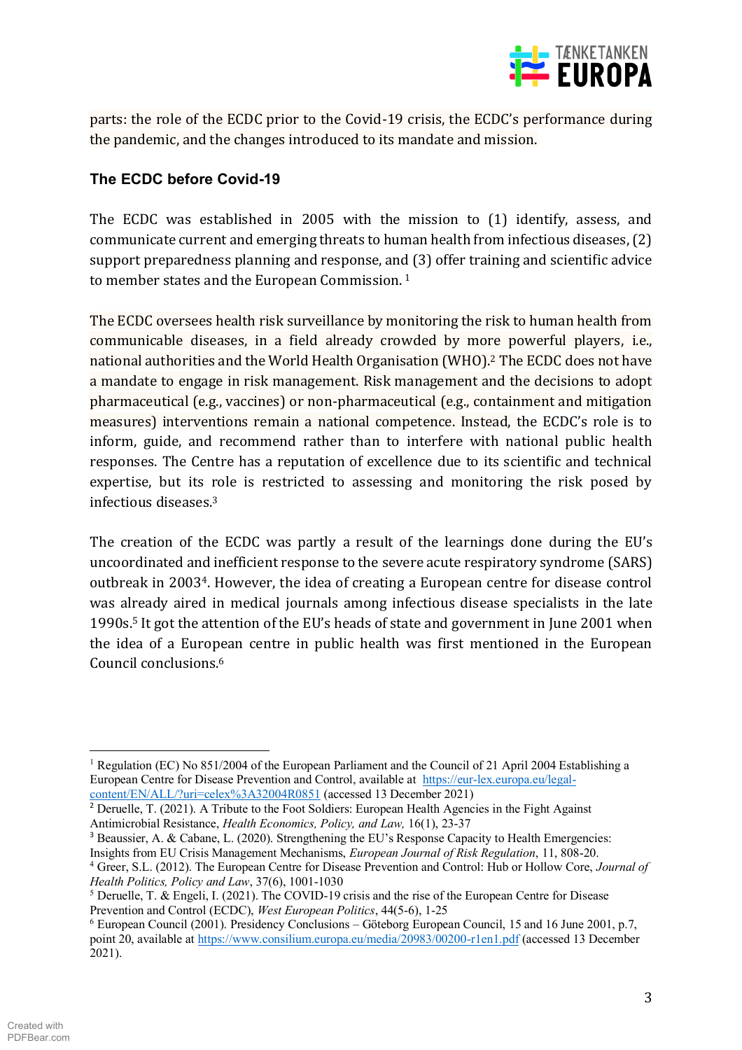parts: the role of the ECDC prior to the Covid-19 crisis, the ECDC's performance during the pandemic, and the changes introduced to its mandate and mission.

### The ECDC before Covid-19

The ECDC was established in 2005 with the mission to (1) identify, assess, and communicate current and emerging threats to human health from infectious diseases, (2) support preparedness planning and response, and (3) offer training and scientific advice to member states and the European Commission. [1]

The ECDC oversees health risk surveillance by monitoring the risk to human health from communicable diseases, in a field already crowded by more powerful players, i.e., national authorities and the World Health Organisation (WHO).[2] The ECDC does not have a mandate to engage in risk management. Risk management and the decisions to adopt pharmaceutical (e.g., vaccines) or non-pharmaceutical (e.g., containment and mitigation measures) interventions remain a national competence. Instead, the ECDC's role is to inform, guide, and recommend rather than to interfere with national public health responses. The Centre has a reputation of excellence due to its scientific and technical expertise, but its role is restricted to assessing and monitoring the risk posed by infectious diseases.[3]

The creation of the ECDC was partly a result of the learnings done during the EU's uncoordinated and inefficient response to the severe acute respiratory syndrome (SARS) outbreak in 2003[4]. However, the idea of creating a European centre for disease control was already aired in medical journals among infectious disease specialists in the late 1990s.[5] It got the attention of the EU's heads of state and government in June 2001 when the idea of a European centre in public health was first mentioned in the European Council conclusions.[6]

---

[1] Regulation (EC) No 851/2004 of the European Parliament and the Council of 21 April 2004 Establishing a European Centre for Disease Prevention and Control, available at https://eur-lex.europa.eu/legal-content/EN/ALL/?uri=celex%3A32004R0851 (accessed 13 December 2021)

[2] Deruelle, T. (2021). A Tribute to the Foot Soldiers: European Health Agencies in the Fight Against Antimicrobial Resistance, *Health Economics, Policy, and Law,* 16(1), 23-37

[3] Beaussier, A. & Cabane, L. (2020). Strengthening the EU's Response Capacity to Health Emergencies: Insights from EU Crisis Management Mechanisms, *European Journal of Risk Regulation*, 11, 808-20.

[4] Greer, S.L. (2012). The European Centre for Disease Prevention and Control: Hub or Hollow Core, *Journal of Health Politics, Policy and Law*, 37(6), 1001-1030

[5] Deruelle, T. & Engeli, I. (2021). The COVID-19 crisis and the rise of the European Centre for Disease Prevention and Control (ECDC), *West European Politics*, 44(5-6), 1-25

[6] European Council (2001). Presidency Conclusions – Göteborg European Council, 15 and 16 June 2001, p.7, point 20, available at https://www.consilium.europa.eu/media/20983/00200-r1en1.pdf (accessed 13 December 2021).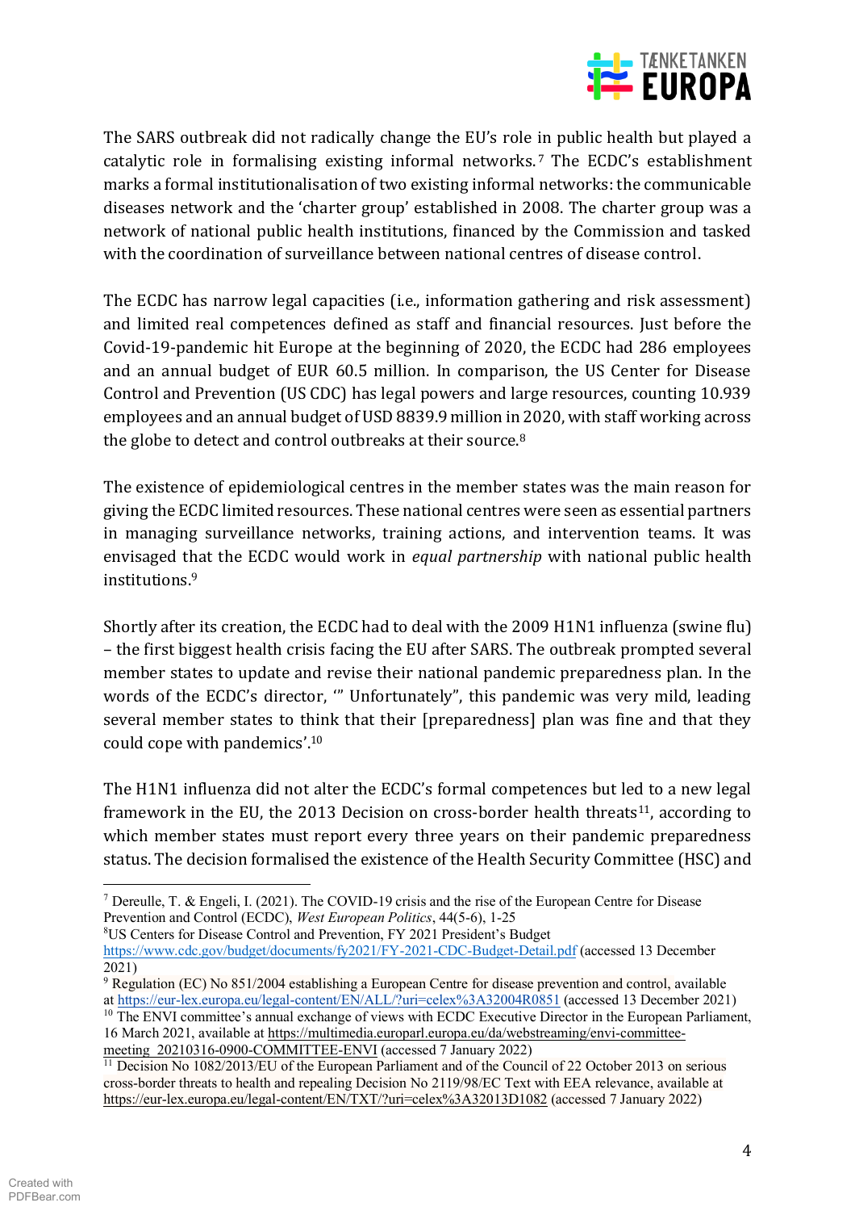The SARS outbreak did not radically change the EU's role in public health but played a catalytic role in formalising existing informal networks.[7] The ECDC's establishment marks a formal institutionalisation of two existing informal networks: the communicable diseases network and the 'charter group' established in 2008. The charter group was a network of national public health institutions, financed by the Commission and tasked with the coordination of surveillance between national centres of disease control.

The ECDC has narrow legal capacities (i.e., information gathering and risk assessment) and limited real competences defined as staff and financial resources. Just before the Covid-19-pandemic hit Europe at the beginning of 2020, the ECDC had 286 employees and an annual budget of EUR 60.5 million. In comparison, the US Center for Disease Control and Prevention (US CDC) has legal powers and large resources, counting 10.939 employees and an annual budget of USD 8839.9 million in 2020, with staff working across the globe to detect and control outbreaks at their source.[8]

The existence of epidemiological centres in the member states was the main reason for giving the ECDC limited resources. These national centres were seen as essential partners in managing surveillance networks, training actions, and intervention teams. It was envisaged that the ECDC would work in *equal partnership* with national public health institutions.[9]

Shortly after its creation, the ECDC had to deal with the 2009 H1N1 influenza (swine flu) – the first biggest health crisis facing the EU after SARS. The outbreak prompted several member states to update and revise their national pandemic preparedness plan. In the words of the ECDC's director, '" Unfortunately", this pandemic was very mild, leading several member states to think that their [preparedness] plan was fine and that they could cope with pandemics'.[10]

The H1N1 influenza did not alter the ECDC's formal competences but led to a new legal framework in the EU, the 2013 Decision on cross-border health threats[11], according to which member states must report every three years on their pandemic preparedness status. The decision formalised the existence of the Health Security Committee (HSC) and

---

[7] Dereulle, T. & Engeli, I. (2021). The COVID-19 crisis and the rise of the European Centre for Disease Prevention and Control (ECDC), *West European Politics*, 44(5-6), 1-25

[8] US Centers for Disease Control and Prevention, FY 2021 President's Budget https://www.cdc.gov/budget/documents/fy2021/FY-2021-CDC-Budget-Detail.pdf (accessed 13 December 2021)

[9] Regulation (EC) No 851/2004 establishing a European Centre for disease prevention and control, available at https://eur-lex.europa.eu/legal-content/EN/ALL/?uri=celex%3A32004R0851 (accessed 13 December 2021)

[10] The ENVI committee's annual exchange of views with ECDC Executive Director in the European Parliament, 16 March 2021, available at https://multimedia.europarl.europa.eu/da/webstreaming/envi-committee-meeting_20210316-0900-COMMITTEE-ENVI (accessed 7 January 2022)

[11] Decision No 1082/2013/EU of the European Parliament and of the Council of 22 October 2013 on serious cross-border threats to health and repealing Decision No 2119/98/EC Text with EEA relevance, available at https://eur-lex.europa.eu/legal-content/EN/TXT/?uri=celex%3A32013D1082 (accessed 7 January 2022)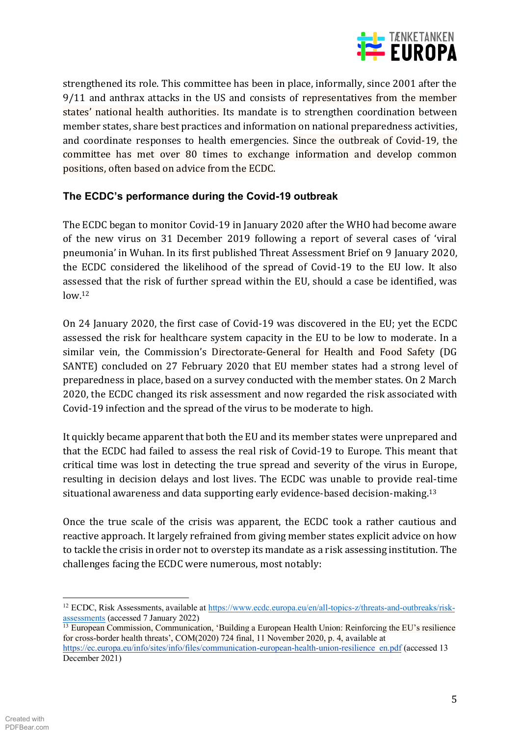strengthened its role. This committee has been in place, informally, since 2001 after the 9/11 and anthrax attacks in the US and consists of representatives from the member states' national health authorities. Its mandate is to strengthen coordination between member states, share best practices and information on national preparedness activities, and coordinate responses to health emergencies. Since the outbreak of Covid-19, the committee has met over 80 times to exchange information and develop common positions, often based on advice from the ECDC.

### The ECDC's performance during the Covid-19 outbreak

The ECDC began to monitor Covid-19 in January 2020 after the WHO had become aware of the new virus on 31 December 2019 following a report of several cases of 'viral pneumonia' in Wuhan. In its first published Threat Assessment Brief on 9 January 2020, the ECDC considered the likelihood of the spread of Covid-19 to the EU low. It also assessed that the risk of further spread within the EU, should a case be identified, was low.[12]

On 24 January 2020, the first case of Covid-19 was discovered in the EU; yet the ECDC assessed the risk for healthcare system capacity in the EU to be low to moderate. In a similar vein, the Commission's Directorate-General for Health and Food Safety (DG SANTE) concluded on 27 February 2020 that EU member states had a strong level of preparedness in place, based on a survey conducted with the member states. On 2 March 2020, the ECDC changed its risk assessment and now regarded the risk associated with Covid-19 infection and the spread of the virus to be moderate to high.

It quickly became apparent that both the EU and its member states were unprepared and that the ECDC had failed to assess the real risk of Covid-19 to Europe. This meant that critical time was lost in detecting the true spread and severity of the virus in Europe, resulting in decision delays and lost lives. The ECDC was unable to provide real-time situational awareness and data supporting early evidence-based decision-making.[13]

Once the true scale of the crisis was apparent, the ECDC took a rather cautious and reactive approach. It largely refrained from giving member states explicit advice on how to tackle the crisis in order not to overstep its mandate as a risk assessing institution. The challenges facing the ECDC were numerous, most notably:

---

[12] ECDC, Risk Assessments, available at https://www.ecdc.europa.eu/en/all-topics-z/threats-and-outbreaks/risk-assessments (accessed 7 January 2022)

[13] European Commission, Communication, 'Building a European Health Union: Reinforcing the EU's resilience for cross-border health threats', COM(2020) 724 final, 11 November 2020, p. 4, available at https://ec.europa.eu/info/sites/info/files/communication-european-health-union-resilience_en.pdf (accessed 13 December 2021)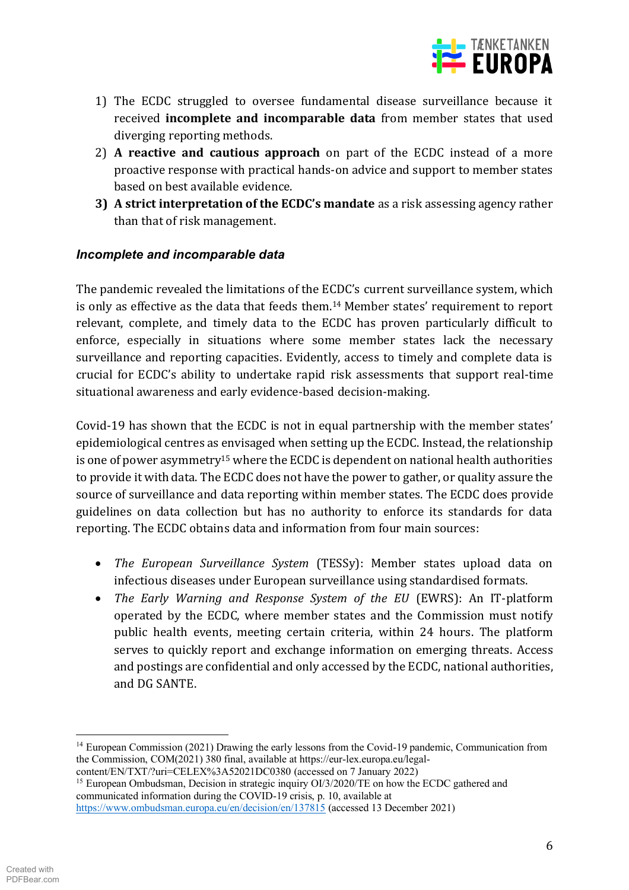1) The ECDC struggled to oversee fundamental disease surveillance because it received **incomplete and incomparable data** from member states that used diverging reporting methods.
2) **A reactive and cautious approach** on part of the ECDC instead of a more proactive response with practical hands-on advice and support to member states based on best available evidence.
3) **A strict interpretation of the ECDC's mandate** as a risk assessing agency rather than that of risk management.

### *Incomplete and incomparable data*

The pandemic revealed the limitations of the ECDC's current surveillance system, which is only as effective as the data that feeds them.[14] Member states' requirement to report relevant, complete, and timely data to the ECDC has proven particularly difficult to enforce, especially in situations where some member states lack the necessary surveillance and reporting capacities. Evidently, access to timely and complete data is crucial for ECDC's ability to undertake rapid risk assessments that support real-time situational awareness and early evidence-based decision-making.

Covid-19 has shown that the ECDC is not in equal partnership with the member states' epidemiological centres as envisaged when setting up the ECDC. Instead, the relationship is one of power asymmetry[15] where the ECDC is dependent on national health authorities to provide it with data. The ECDC does not have the power to gather, or quality assure the source of surveillance and data reporting within member states. The ECDC does provide guidelines on data collection but has no authority to enforce its standards for data reporting. The ECDC obtains data and information from four main sources:

- *The European Surveillance System* (TESSy): Member states upload data on infectious diseases under European surveillance using standardised formats.
- *The Early Warning and Response System of the EU* (EWRS): An IT-platform operated by the ECDC, where member states and the Commission must notify public health events, meeting certain criteria, within 24 hours. The platform serves to quickly report and exchange information on emerging threats. Access and postings are confidential and only accessed by the ECDC, national authorities, and DG SANTE.

---

[14] European Commission (2021) Drawing the early lessons from the Covid-19 pandemic, Communication from the Commission, COM(2021) 380 final, available at https://eur-lex.europa.eu/legal-content/EN/TXT/?uri=CELEX%3A52021DC0380 (accessed on 7 January 2022)

[15] European Ombudsman, Decision in strategic inquiry OI/3/2020/TE on how the ECDC gathered and communicated information during the COVID-19 crisis, p. 10, available at https://www.ombudsman.europa.eu/en/decision/en/137815 (accessed 13 December 2021)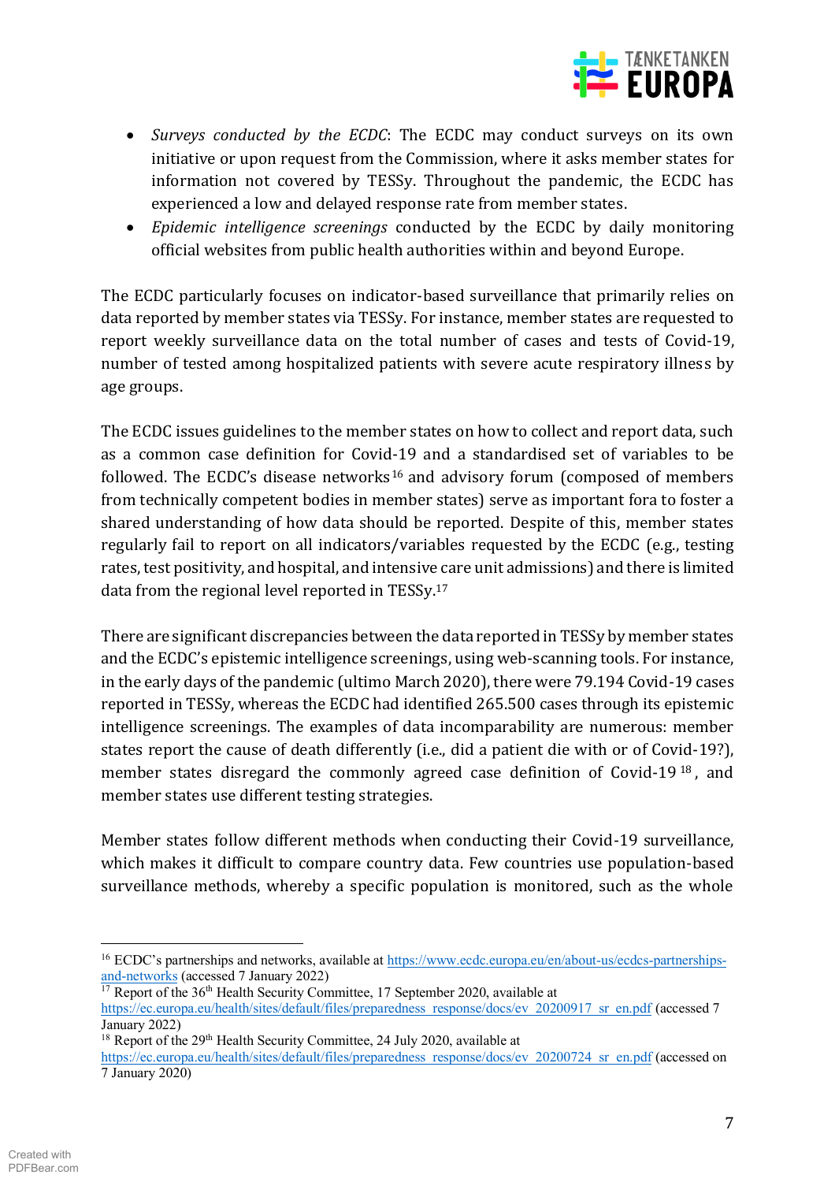- *Surveys conducted by the ECDC*: The ECDC may conduct surveys on its own initiative or upon request from the Commission, where it asks member states for information not covered by TESSy. Throughout the pandemic, the ECDC has experienced a low and delayed response rate from member states.
- *Epidemic intelligence screenings* conducted by the ECDC by daily monitoring official websites from public health authorities within and beyond Europe.

The ECDC particularly focuses on indicator-based surveillance that primarily relies on data reported by member states via TESSy. For instance, member states are requested to report weekly surveillance data on the total number of cases and tests of Covid-19, number of tested among hospitalized patients with severe acute respiratory illness by age groups.

The ECDC issues guidelines to the member states on how to collect and report data, such as a common case definition for Covid-19 and a standardised set of variables to be followed. The ECDC's disease networks[16] and advisory forum (composed of members from technically competent bodies in member states) serve as important fora to foster a shared understanding of how data should be reported. Despite of this, member states regularly fail to report on all indicators/variables requested by the ECDC (e.g., testing rates, test positivity, and hospital, and intensive care unit admissions) and there is limited data from the regional level reported in TESSy.[17]

There are significant discrepancies between the data reported in TESSy by member states and the ECDC's epistemic intelligence screenings, using web-scanning tools. For instance, in the early days of the pandemic (ultimo March 2020), there were 79.194 Covid-19 cases reported in TESSy, whereas the ECDC had identified 265.500 cases through its epistemic intelligence screenings. The examples of data incomparability are numerous: member states report the cause of death differently (i.e., did a patient die with or of Covid-19?), member states disregard the commonly agreed case definition of Covid-19[18], and member states use different testing strategies.

Member states follow different methods when conducting their Covid-19 surveillance, which makes it difficult to compare country data. Few countries use population-based surveillance methods, whereby a specific population is monitored, such as the whole

---

[16] ECDC's partnerships and networks, available at https://www.ecdc.europa.eu/en/about-us/ecdcs-partnerships-and-networks (accessed 7 January 2022)

[17] Report of the 36th Health Security Committee, 17 September 2020, available at https://ec.europa.eu/health/sites/default/files/preparedness_response/docs/ev_20200917_sr_en.pdf (accessed 7 January 2022)

[18] Report of the 29th Health Security Committee, 24 July 2020, available at https://ec.europa.eu/health/sites/default/files/preparedness_response/docs/ev_20200724_sr_en.pdf (accessed on 7 January 2020)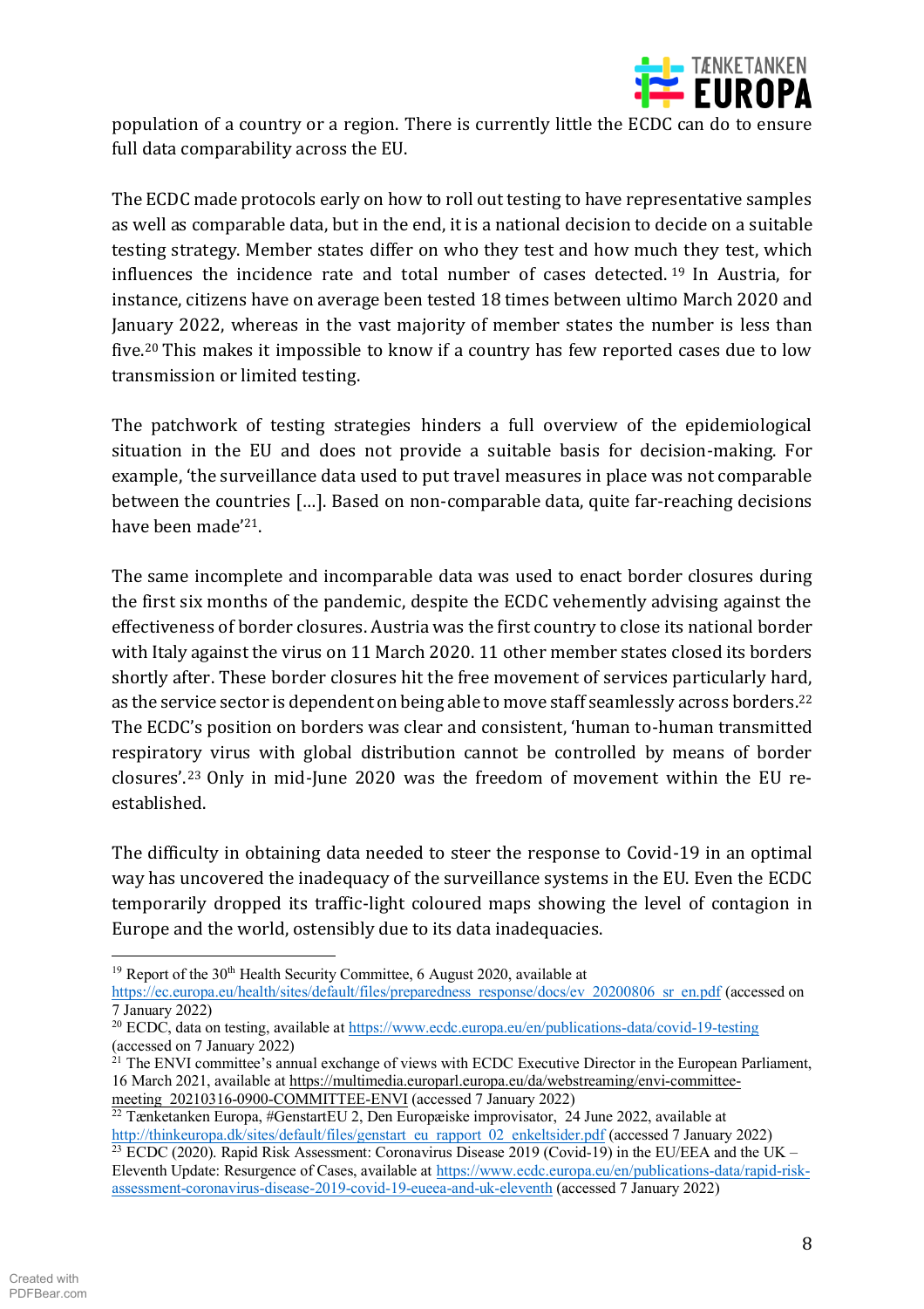population of a country or a region. There is currently little the ECDC can do to ensure full data comparability across the EU.

The ECDC made protocols early on how to roll out testing to have representative samples as well as comparable data, but in the end, it is a national decision to decide on a suitable testing strategy. Member states differ on who they test and how much they test, which influences the incidence rate and total number of cases detected.[19] In Austria, for instance, citizens have on average been tested 18 times between ultimo March 2020 and January 2022, whereas in the vast majority of member states the number is less than five.[20] This makes it impossible to know if a country has few reported cases due to low transmission or limited testing.

The patchwork of testing strategies hinders a full overview of the epidemiological situation in the EU and does not provide a suitable basis for decision-making. For example, 'the surveillance data used to put travel measures in place was not comparable between the countries […]. Based on non-comparable data, quite far-reaching decisions have been made'[21].

The same incomplete and incomparable data was used to enact border closures during the first six months of the pandemic, despite the ECDC vehemently advising against the effectiveness of border closures. Austria was the first country to close its national border with Italy against the virus on 11 March 2020. 11 other member states closed its borders shortly after. These border closures hit the free movement of services particularly hard, as the service sector is dependent on being able to move staff seamlessly across borders.[22] The ECDC's position on borders was clear and consistent, 'human to-human transmitted respiratory virus with global distribution cannot be controlled by means of border closures'.[23] Only in mid-June 2020 was the freedom of movement within the EU re-established.

The difficulty in obtaining data needed to steer the response to Covid-19 in an optimal way has uncovered the inadequacy of the surveillance systems in the EU. Even the ECDC temporarily dropped its traffic-light coloured maps showing the level of contagion in Europe and the world, ostensibly due to its data inadequacies.

---

[19] Report of the 30th Health Security Committee, 6 August 2020, available at https://ec.europa.eu/health/sites/default/files/preparedness_response/docs/ev_20200806_sr_en.pdf (accessed on 7 January 2022)

[20] ECDC, data on testing, available at https://www.ecdc.europa.eu/en/publications-data/covid-19-testing (accessed on 7 January 2022)

[21] The ENVI committee's annual exchange of views with ECDC Executive Director in the European Parliament, 16 March 2021, available at https://multimedia.europarl.europa.eu/da/webstreaming/envi-committee-meeting_20210316-0900-COMMITTEE-ENVI (accessed 7 January 2022)

[22] Tænketanken Europa, #GenstartEU 2, Den Europæiske improvisator, 24 June 2022, available at http://thinkeuropa.dk/sites/default/files/genstart_eu_rapport_02_enkeltsider.pdf (accessed 7 January 2022)

[23] ECDC (2020). Rapid Risk Assessment: Coronavirus Disease 2019 (Covid-19) in the EU/EEA and the UK – Eleventh Update: Resurgence of Cases, available at https://www.ecdc.europa.eu/en/publications-data/rapid-risk-assessment-coronavirus-disease-2019-covid-19-eueea-and-uk-eleventh (accessed 7 January 2022)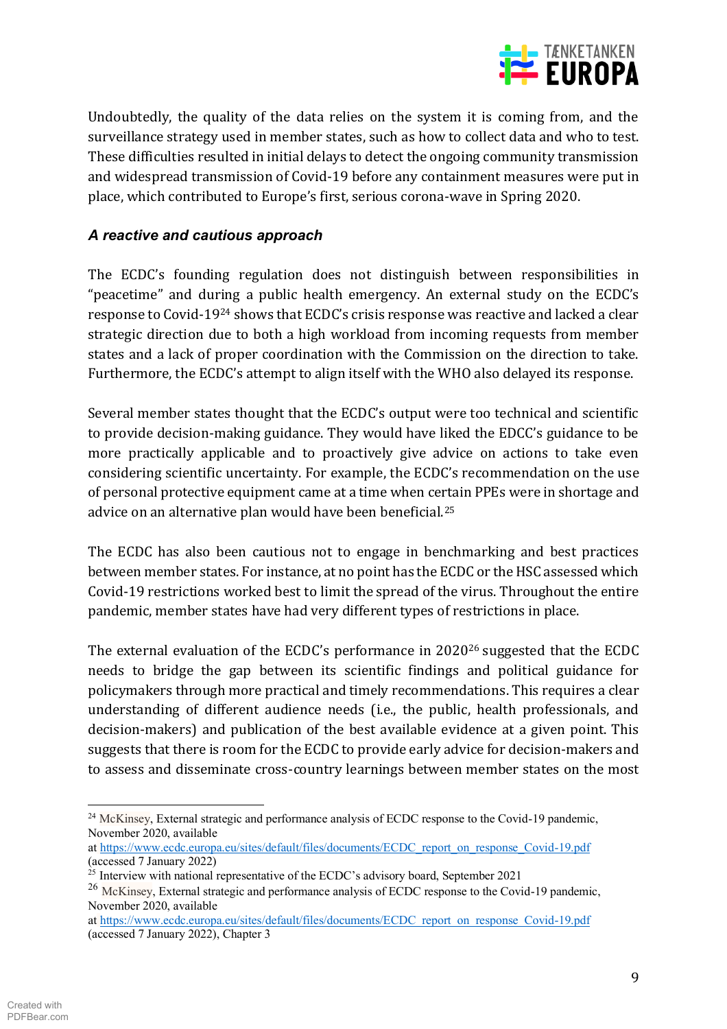Undoubtedly, the quality of the data relies on the system it is coming from, and the surveillance strategy used in member states, such as how to collect data and who to test. These difficulties resulted in initial delays to detect the ongoing community transmission and widespread transmission of Covid-19 before any containment measures were put in place, which contributed to Europe's first, serious corona-wave in Spring 2020.

### *A reactive and cautious approach*

The ECDC's founding regulation does not distinguish between responsibilities in "peacetime" and during a public health emergency. An external study on the ECDC's response to Covid-19[24] shows that ECDC's crisis response was reactive and lacked a clear strategic direction due to both a high workload from incoming requests from member states and a lack of proper coordination with the Commission on the direction to take. Furthermore, the ECDC's attempt to align itself with the WHO also delayed its response.

Several member states thought that the ECDC's output were too technical and scientific to provide decision-making guidance. They would have liked the EDCC's guidance to be more practically applicable and to proactively give advice on actions to take even considering scientific uncertainty. For example, the ECDC's recommendation on the use of personal protective equipment came at a time when certain PPEs were in shortage and advice on an alternative plan would have been beneficial.[25]

The ECDC has also been cautious not to engage in benchmarking and best practices between member states. For instance, at no point has the ECDC or the HSC assessed which Covid-19 restrictions worked best to limit the spread of the virus. Throughout the entire pandemic, member states have had very different types of restrictions in place.

The external evaluation of the ECDC's performance in 2020[26] suggested that the ECDC needs to bridge the gap between its scientific findings and political guidance for policymakers through more practical and timely recommendations. This requires a clear understanding of different audience needs (i.e., the public, health professionals, and decision-makers) and publication of the best available evidence at a given point. This suggests that there is room for the ECDC to provide early advice for decision-makers and to assess and disseminate cross-country learnings between member states on the most

---

[24] McKinsey, External strategic and performance analysis of ECDC response to the Covid-19 pandemic, November 2020, available at https://www.ecdc.europa.eu/sites/default/files/documents/ECDC_report_on_response_Covid-19.pdf (accessed 7 January 2022)

[25] Interview with national representative of the ECDC's advisory board, September 2021

[26] McKinsey, External strategic and performance analysis of ECDC response to the Covid-19 pandemic, November 2020, available at https://www.ecdc.europa.eu/sites/default/files/documents/ECDC_report_on_response_Covid-19.pdf (accessed 7 January 2022), Chapter 3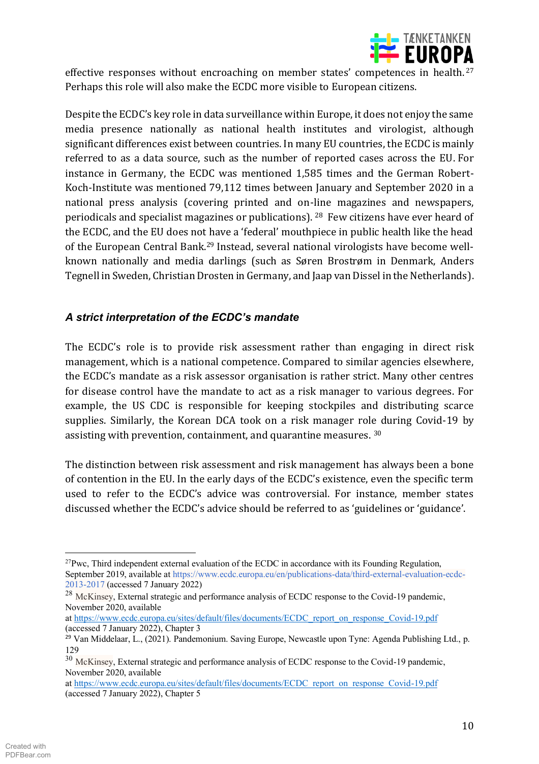effective responses without encroaching on member states' competences in health.[27] Perhaps this role will also make the ECDC more visible to European citizens.

Despite the ECDC's key role in data surveillance within Europe, it does not enjoy the same media presence nationally as national health institutes and virologist, although significant differences exist between countries. In many EU countries, the ECDC is mainly referred to as a data source, such as the number of reported cases across the EU. For instance in Germany, the ECDC was mentioned 1,585 times and the German Robert-Koch-Institute was mentioned 79,112 times between January and September 2020 in a national press analysis (covering printed and on-line magazines and newspapers, periodicals and specialist magazines or publications).[28] Few citizens have ever heard of the ECDC, and the EU does not have a 'federal' mouthpiece in public health like the head of the European Central Bank.[29] Instead, several national virologists have become well-known nationally and media darlings (such as Søren Brostrøm in Denmark, Anders Tegnell in Sweden, Christian Drosten in Germany, and Jaap van Dissel in the Netherlands).

### *A strict interpretation of the ECDC's mandate*

The ECDC's role is to provide risk assessment rather than engaging in direct risk management, which is a national competence. Compared to similar agencies elsewhere, the ECDC's mandate as a risk assessor organisation is rather strict. Many other centres for disease control have the mandate to act as a risk manager to various degrees. For example, the US CDC is responsible for keeping stockpiles and distributing scarce supplies. Similarly, the Korean DCA took on a risk manager role during Covid-19 by assisting with prevention, containment, and quarantine measures.[30]

The distinction between risk assessment and risk management has always been a bone of contention in the EU. In the early days of the ECDC's existence, even the specific term used to refer to the ECDC's advice was controversial. For instance, member states discussed whether the ECDC's advice should be referred to as 'guidelines or 'guidance'.

---

[27] Pwc, Third independent external evaluation of the ECDC in accordance with its Founding Regulation, September 2019, available at https://www.ecdc.europa.eu/en/publications-data/third-external-evaluation-ecdc-2013-2017 (accessed 7 January 2022)

[28] McKinsey, External strategic and performance analysis of ECDC response to the Covid-19 pandemic, November 2020, available at https://www.ecdc.europa.eu/sites/default/files/documents/ECDC_report_on_response_Covid-19.pdf (accessed 7 January 2022), Chapter 3

[29] Van Middelaar, L., (2021). Pandemonium. Saving Europe, Newcastle upon Tyne: Agenda Publishing Ltd., p. 129

[30] McKinsey, External strategic and performance analysis of ECDC response to the Covid-19 pandemic, November 2020, available at https://www.ecdc.europa.eu/sites/default/files/documents/ECDC_report_on_response_Covid-19.pdf (accessed 7 January 2022), Chapter 5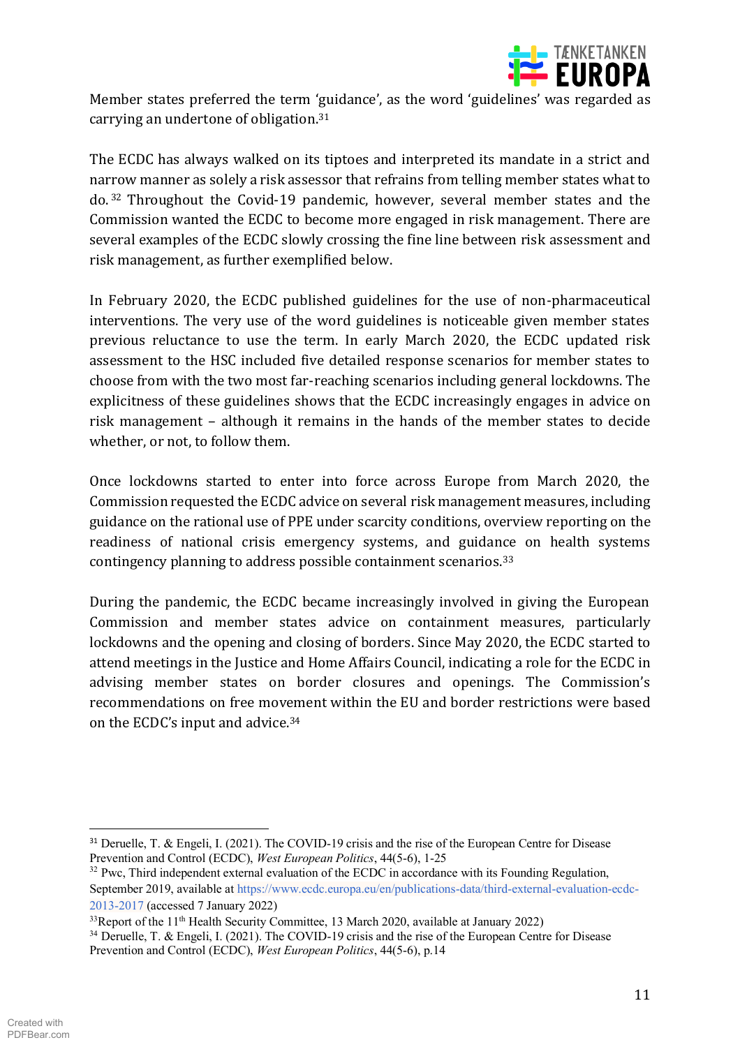Member states preferred the term 'guidance', as the word 'guidelines' was regarded as carrying an undertone of obligation.[31]

The ECDC has always walked on its tiptoes and interpreted its mandate in a strict and narrow manner as solely a risk assessor that refrains from telling member states what to do.[32] Throughout the Covid-19 pandemic, however, several member states and the Commission wanted the ECDC to become more engaged in risk management. There are several examples of the ECDC slowly crossing the fine line between risk assessment and risk management, as further exemplified below.

In February 2020, the ECDC published guidelines for the use of non-pharmaceutical interventions. The very use of the word guidelines is noticeable given member states previous reluctance to use the term. In early March 2020, the ECDC updated risk assessment to the HSC included five detailed response scenarios for member states to choose from with the two most far-reaching scenarios including general lockdowns. The explicitness of these guidelines shows that the ECDC increasingly engages in advice on risk management – although it remains in the hands of the member states to decide whether, or not, to follow them.

Once lockdowns started to enter into force across Europe from March 2020, the Commission requested the ECDC advice on several risk management measures, including guidance on the rational use of PPE under scarcity conditions, overview reporting on the readiness of national crisis emergency systems, and guidance on health systems contingency planning to address possible containment scenarios.[33]

During the pandemic, the ECDC became increasingly involved in giving the European Commission and member states advice on containment measures, particularly lockdowns and the opening and closing of borders. Since May 2020, the ECDC started to attend meetings in the Justice and Home Affairs Council, indicating a role for the ECDC in advising member states on border closures and openings. The Commission's recommendations on free movement within the EU and border restrictions were based on the ECDC's input and advice.[34]

---

[31] Deruelle, T. & Engeli, I. (2021). The COVID-19 crisis and the rise of the European Centre for Disease Prevention and Control (ECDC), *West European Politics*, 44(5-6), 1-25

[32] Pwc, Third independent external evaluation of the ECDC in accordance with its Founding Regulation, September 2019, available at https://www.ecdc.europa.eu/en/publications-data/third-external-evaluation-ecdc-2013-2017 (accessed 7 January 2022)

[33] Report of the 11th Health Security Committee, 13 March 2020, available at January 2022)

[34] Deruelle, T. & Engeli, I. (2021). The COVID-19 crisis and the rise of the European Centre for Disease Prevention and Control (ECDC), *West European Politics*, 44(5-6), p.14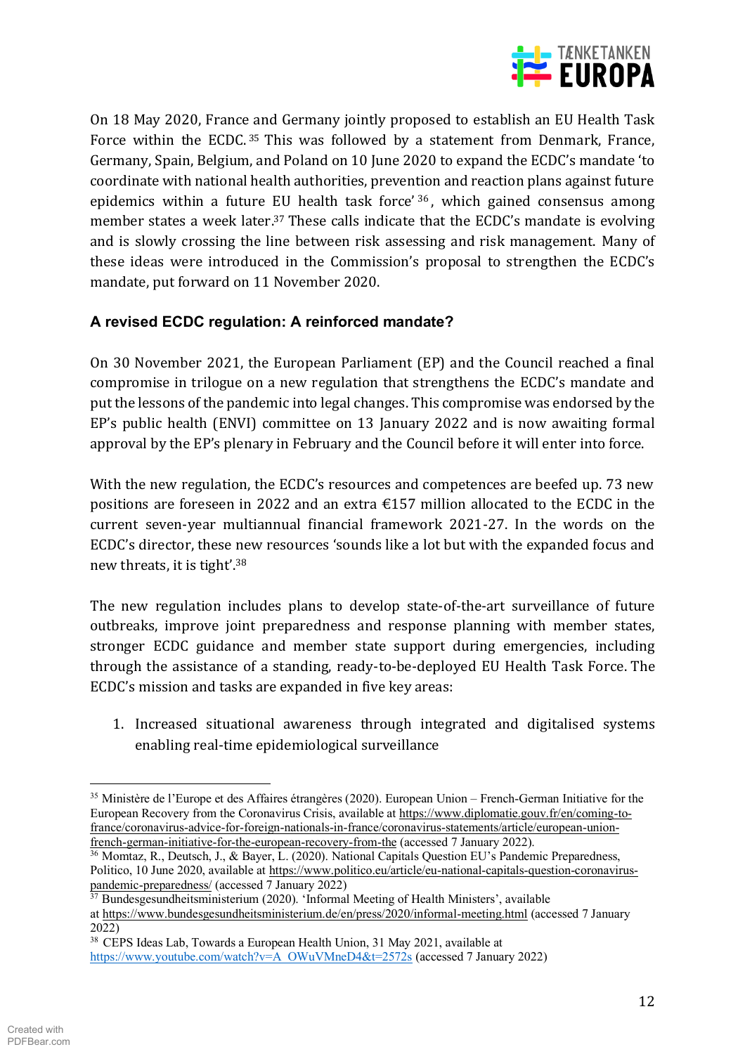On 18 May 2020, France and Germany jointly proposed to establish an EU Health Task Force within the ECDC.[35] This was followed by a statement from Denmark, France, Germany, Spain, Belgium, and Poland on 10 June 2020 to expand the ECDC's mandate 'to coordinate with national health authorities, prevention and reaction plans against future epidemics within a future EU health task force'[36], which gained consensus among member states a week later.[37] These calls indicate that the ECDC's mandate is evolving and is slowly crossing the line between risk assessing and risk management. Many of these ideas were introduced in the Commission's proposal to strengthen the ECDC's mandate, put forward on 11 November 2020.

### A revised ECDC regulation: A reinforced mandate?

On 30 November 2021, the European Parliament (EP) and the Council reached a final compromise in trilogue on a new regulation that strengthens the ECDC's mandate and put the lessons of the pandemic into legal changes. This compromise was endorsed by the EP's public health (ENVI) committee on 13 January 2022 and is now awaiting formal approval by the EP's plenary in February and the Council before it will enter into force.

With the new regulation, the ECDC's resources and competences are beefed up. 73 new positions are foreseen in 2022 and an extra €157 million allocated to the ECDC in the current seven-year multiannual financial framework 2021-27. In the words on the ECDC's director, these new resources 'sounds like a lot but with the expanded focus and new threats, it is tight'.[38]

The new regulation includes plans to develop state-of-the-art surveillance of future outbreaks, improve joint preparedness and response planning with member states, stronger ECDC guidance and member state support during emergencies, including through the assistance of a standing, ready-to-be-deployed EU Health Task Force. The ECDC's mission and tasks are expanded in five key areas:

1. Increased situational awareness through integrated and digitalised systems enabling real-time epidemiological surveillance

---

[35] Ministère de l'Europe et des Affaires étrangères (2020). European Union – French-German Initiative for the European Recovery from the Coronavirus Crisis, available at https://www.diplomatie.gouv.fr/en/coming-to-france/coronavirus-advice-for-foreign-nationals-in-france/coronavirus-statements/article/european-union-french-german-initiative-for-the-european-recovery-from-the (accessed 7 January 2022).

[36] Momtaz, R., Deutsch, J., & Bayer, L. (2020). National Capitals Question EU's Pandemic Preparedness, Politico, 10 June 2020, available at https://www.politico.eu/article/eu-national-capitals-question-coronavirus-pandemic-preparedness/ (accessed 7 January 2022)

[37] Bundesgesundheitsministerium (2020). 'Informal Meeting of Health Ministers', available at https://www.bundesgesundheitsministerium.de/en/press/2020/informal-meeting.html (accessed 7 January 2022)

[38] CEPS Ideas Lab, Towards a European Health Union, 31 May 2021, available at https://www.youtube.com/watch?v=A_OWuVMneD4&t=2572s (accessed 7 January 2022)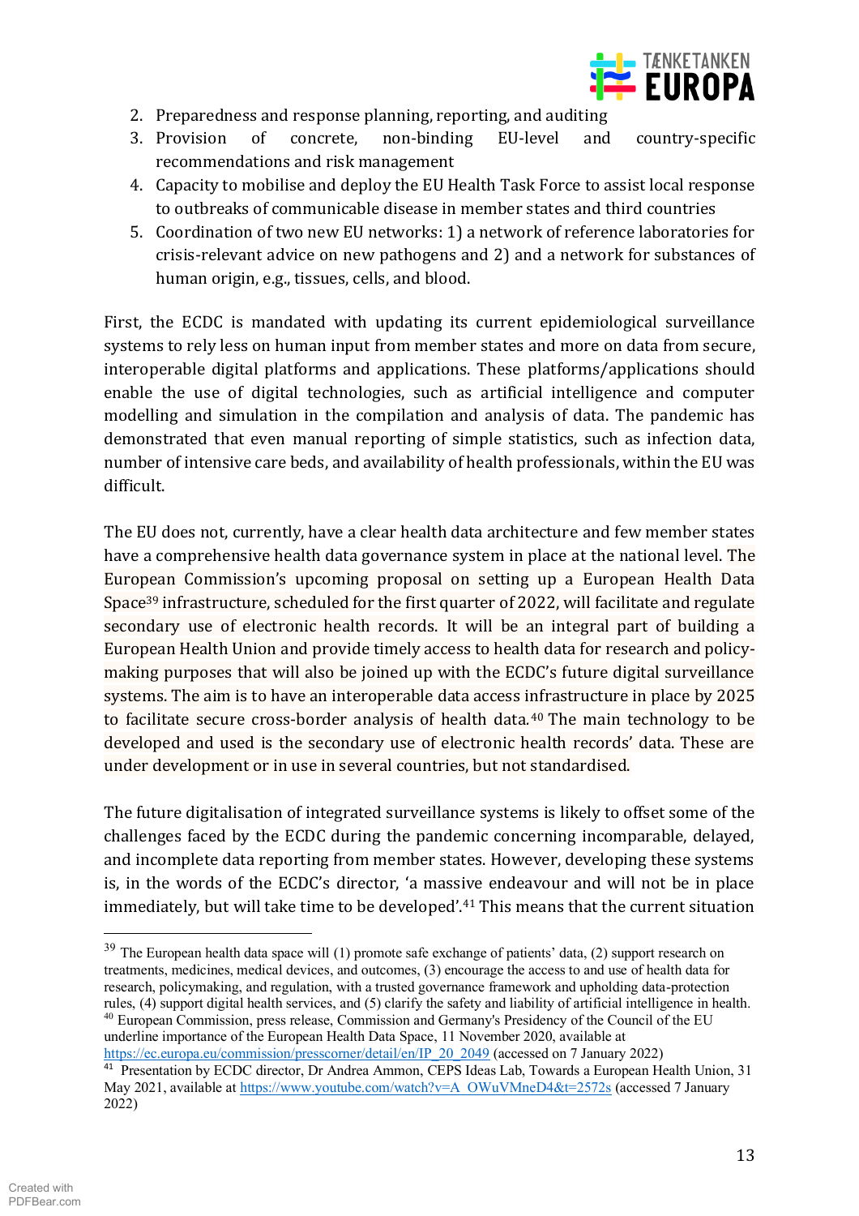2. Preparedness and response planning, reporting, and auditing
3. Provision of concrete, non-binding EU-level and country-specific recommendations and risk management
4. Capacity to mobilise and deploy the EU Health Task Force to assist local response to outbreaks of communicable disease in member states and third countries
5. Coordination of two new EU networks: 1) a network of reference laboratories for crisis-relevant advice on new pathogens and 2) and a network for substances of human origin, e.g., tissues, cells, and blood.

First, the ECDC is mandated with updating its current epidemiological surveillance systems to rely less on human input from member states and more on data from secure, interoperable digital platforms and applications. These platforms/applications should enable the use of digital technologies, such as artificial intelligence and computer modelling and simulation in the compilation and analysis of data. The pandemic has demonstrated that even manual reporting of simple statistics, such as infection data, number of intensive care beds, and availability of health professionals, within the EU was difficult.

The EU does not, currently, have a clear health data architecture and few member states have a comprehensive health data governance system in place at the national level. The European Commission's upcoming proposal on setting up a European Health Data Space[39] infrastructure, scheduled for the first quarter of 2022, will facilitate and regulate secondary use of electronic health records. It will be an integral part of building a European Health Union and provide timely access to health data for research and policy-making purposes that will also be joined up with the ECDC's future digital surveillance systems. The aim is to have an interoperable data access infrastructure in place by 2025 to facilitate secure cross-border analysis of health data.[40] The main technology to be developed and used is the secondary use of electronic health records' data. These are under development or in use in several countries, but not standardised.

The future digitalisation of integrated surveillance systems is likely to offset some of the challenges faced by the ECDC during the pandemic concerning incomparable, delayed, and incomplete data reporting from member states. However, developing these systems is, in the words of the ECDC's director, 'a massive endeavour and will not be in place immediately, but will take time to be developed'.[41] This means that the current situation

---

[39] The European health data space will (1) promote safe exchange of patients' data, (2) support research on treatments, medicines, medical devices, and outcomes, (3) encourage the access to and use of health data for research, policymaking, and regulation, with a trusted governance framework and upholding data-protection rules, (4) support digital health services, and (5) clarify the safety and liability of artificial intelligence in health.

[40] European Commission, press release, Commission and Germany's Presidency of the Council of the EU underline importance of the European Health Data Space, 11 November 2020, available at https://ec.europa.eu/commission/presscorner/detail/en/IP_20_2049 (accessed on 7 January 2022)

[41] Presentation by ECDC director, Dr Andrea Ammon, CEPS Ideas Lab, Towards a European Health Union, 31 May 2021, available at https://www.youtube.com/watch?v=A_OWuVMneD4&t=2572s (accessed 7 January 2022)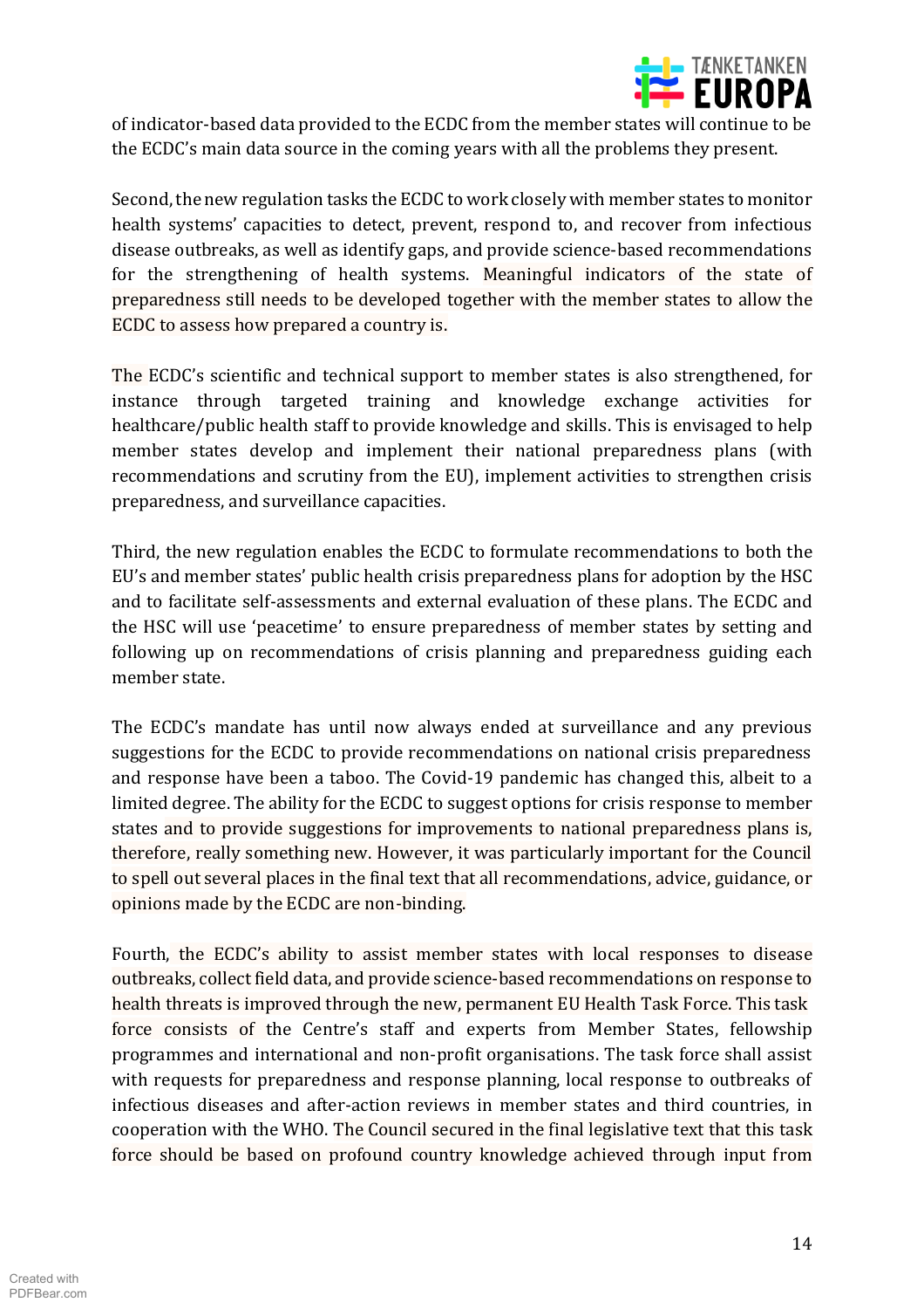of indicator-based data provided to the ECDC from the member states will continue to be the ECDC's main data source in the coming years with all the problems they present.

Second, the new regulation tasks the ECDC to work closely with member states to monitor health systems' capacities to detect, prevent, respond to, and recover from infectious disease outbreaks, as well as identify gaps, and provide science-based recommendations for the strengthening of health systems. Meaningful indicators of the state of preparedness still needs to be developed together with the member states to allow the ECDC to assess how prepared a country is.

The ECDC's scientific and technical support to member states is also strengthened, for instance through targeted training and knowledge exchange activities for healthcare/public health staff to provide knowledge and skills. This is envisaged to help member states develop and implement their national preparedness plans (with recommendations and scrutiny from the EU), implement activities to strengthen crisis preparedness, and surveillance capacities.

Third, the new regulation enables the ECDC to formulate recommendations to both the EU's and member states' public health crisis preparedness plans for adoption by the HSC and to facilitate self-assessments and external evaluation of these plans. The ECDC and the HSC will use 'peacetime' to ensure preparedness of member states by setting and following up on recommendations of crisis planning and preparedness guiding each member state.

The ECDC's mandate has until now always ended at surveillance and any previous suggestions for the ECDC to provide recommendations on national crisis preparedness and response have been a taboo. The Covid-19 pandemic has changed this, albeit to a limited degree. The ability for the ECDC to suggest options for crisis response to member states and to provide suggestions for improvements to national preparedness plans is, therefore, really something new. However, it was particularly important for the Council to spell out several places in the final text that all recommendations, advice, guidance, or opinions made by the ECDC are non-binding.

Fourth, the ECDC's ability to assist member states with local responses to disease outbreaks, collect field data, and provide science-based recommendations on response to health threats is improved through the new, permanent EU Health Task Force. This task force consists of the Centre's staff and experts from Member States, fellowship programmes and international and non-profit organisations. The task force shall assist with requests for preparedness and response planning, local response to outbreaks of infectious diseases and after-action reviews in member states and third countries, in cooperation with the WHO. The Council secured in the final legislative text that this task force should be based on profound country knowledge achieved through input from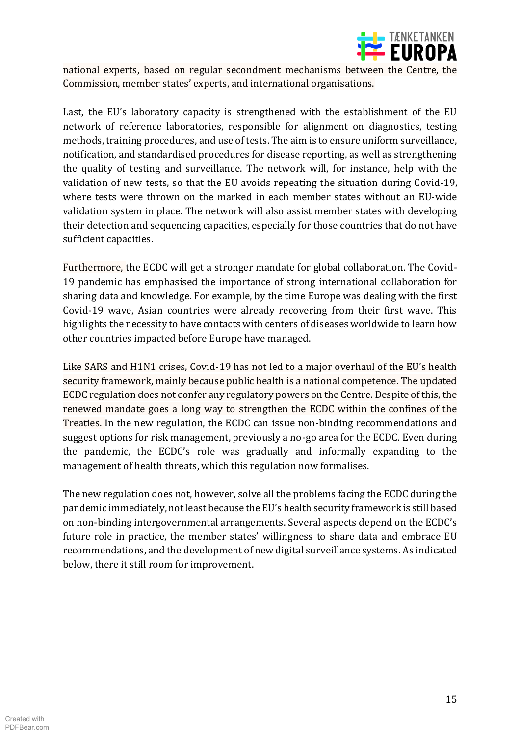national experts, based on regular secondment mechanisms between the Centre, the Commission, member states' experts, and international organisations.

Last, the EU's laboratory capacity is strengthened with the establishment of the EU network of reference laboratories, responsible for alignment on diagnostics, testing methods, training procedures, and use of tests. The aim is to ensure uniform surveillance, notification, and standardised procedures for disease reporting, as well as strengthening the quality of testing and surveillance. The network will, for instance, help with the validation of new tests, so that the EU avoids repeating the situation during Covid-19, where tests were thrown on the marked in each member states without an EU-wide validation system in place. The network will also assist member states with developing their detection and sequencing capacities, especially for those countries that do not have sufficient capacities.

Furthermore, the ECDC will get a stronger mandate for global collaboration. The Covid-19 pandemic has emphasised the importance of strong international collaboration for sharing data and knowledge. For example, by the time Europe was dealing with the first Covid-19 wave, Asian countries were already recovering from their first wave. This highlights the necessity to have contacts with centers of diseases worldwide to learn how other countries impacted before Europe have managed.

Like SARS and H1N1 crises, Covid-19 has not led to a major overhaul of the EU's health security framework, mainly because public health is a national competence. The updated ECDC regulation does not confer any regulatory powers on the Centre. Despite of this, the renewed mandate goes a long way to strengthen the ECDC within the confines of the Treaties. In the new regulation, the ECDC can issue non-binding recommendations and suggest options for risk management, previously a no-go area for the ECDC. Even during the pandemic, the ECDC's role was gradually and informally expanding to the management of health threats, which this regulation now formalises.

The new regulation does not, however, solve all the problems facing the ECDC during the pandemic immediately, not least because the EU's health security framework is still based on non-binding intergovernmental arrangements. Several aspects depend on the ECDC's future role in practice, the member states' willingness to share data and embrace EU recommendations, and the development of new digital surveillance systems. As indicated below, there it still room for improvement.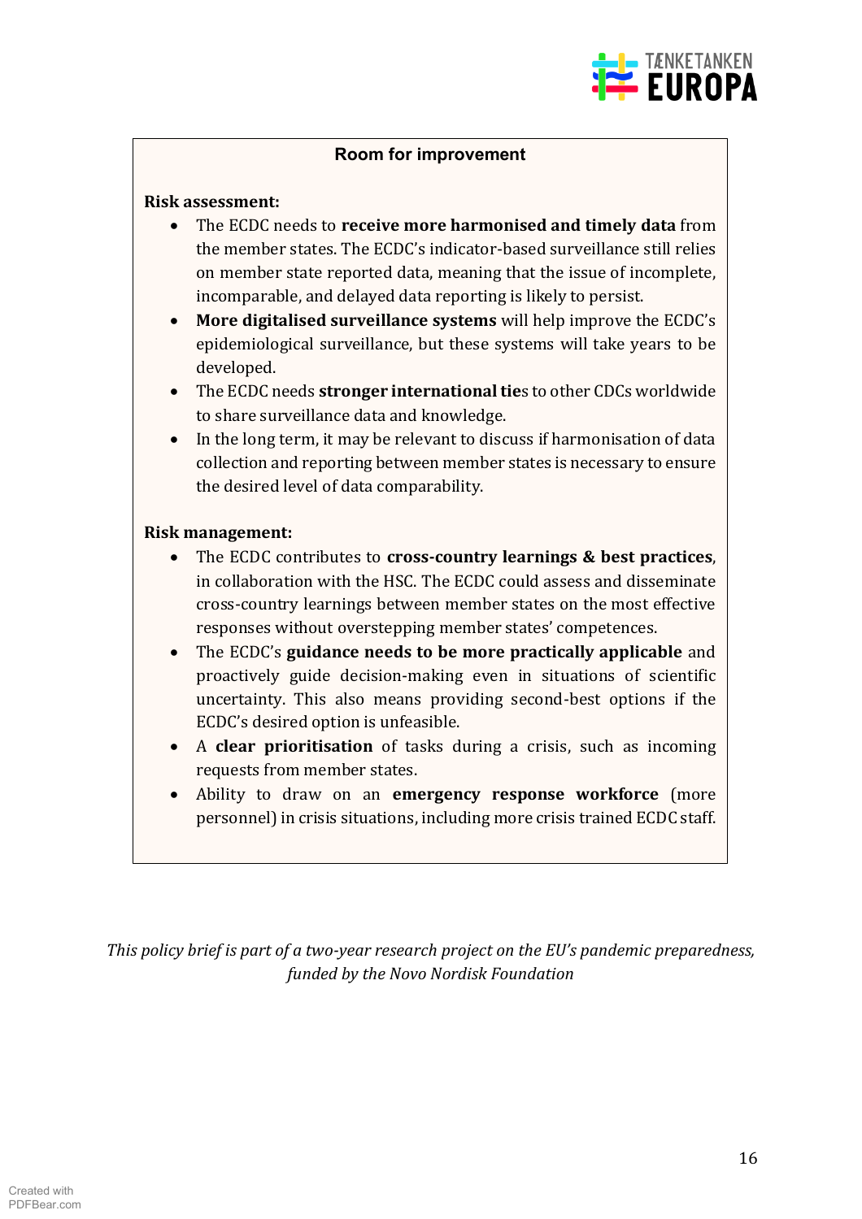### Room for improvement

**Risk assessment:**

- The ECDC needs to **receive more harmonised and timely data** from the member states. The ECDC's indicator-based surveillance still relies on member state reported data, meaning that the issue of incomplete, incomparable, and delayed data reporting is likely to persist.
- **More digitalised surveillance systems** will help improve the ECDC's epidemiological surveillance, but these systems will take years to be developed.
- The ECDC needs **stronger international tie**s to other CDCs worldwide to share surveillance data and knowledge.
- In the long term, it may be relevant to discuss if harmonisation of data collection and reporting between member states is necessary to ensure the desired level of data comparability.

**Risk management:**

- The ECDC contributes to **cross-country learnings & best practices**, in collaboration with the HSC. The ECDC could assess and disseminate cross-country learnings between member states on the most effective responses without overstepping member states' competences.
- The ECDC's **guidance needs to be more practically applicable** and proactively guide decision-making even in situations of scientific uncertainty. This also means providing second-best options if the ECDC's desired option is unfeasible.
- A **clear prioritisation** of tasks during a crisis, such as incoming requests from member states.
- Ability to draw on an **emergency response workforce** (more personnel) in crisis situations, including more crisis trained ECDC staff.

*This policy brief is part of a two-year research project on the EU's pandemic preparedness, funded by the Novo Nordisk Foundation*